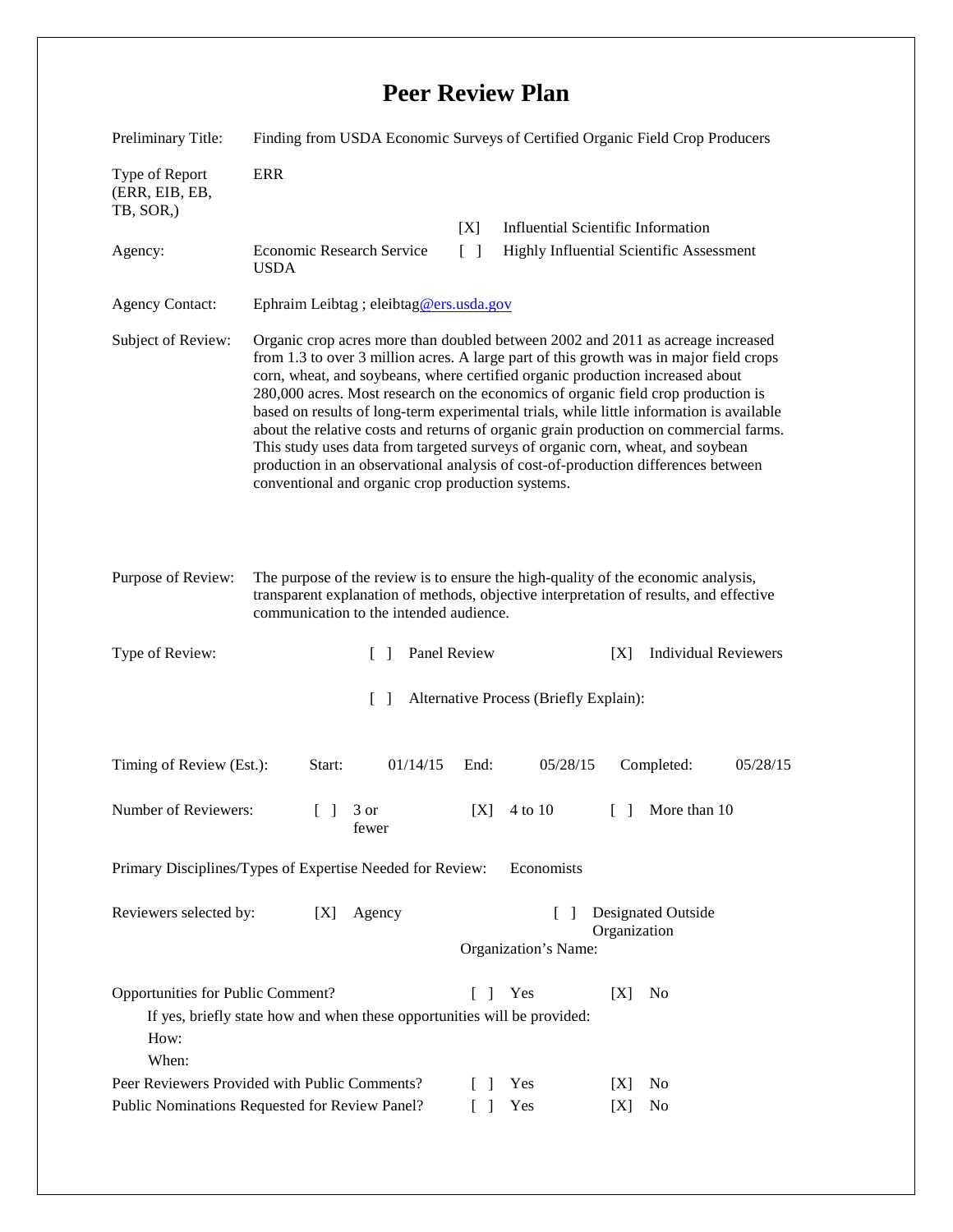# Peer Review Plan

Preliminary Title: Finding from USDA Economic Surveys of Certified Organic Field Crop Producers

Type of Report (ERR, EIB, EB, TB, SOR,): ERR

[X] Influential Scientific Information

[ ] Highly Influential Scientific Assessment

Agency: Economic Research Service USDA

Agency Contact: Ephraim Leibtag ; eleibtag@ers.usda.gov

Subject of Review: Organic crop acres more than doubled between 2002 and 2011 as acreage increased from 1.3 to over 3 million acres. A large part of this growth was in major field crops corn, wheat, and soybeans, where certified organic production increased about 280,000 acres. Most research on the economics of organic field crop production is based on results of long-term experimental trials, while little information is available about the relative costs and returns of organic grain production on commercial farms. This study uses data from targeted surveys of organic corn, wheat, and soybean production in an observational analysis of cost-of-production differences between conventional and organic crop production systems.

Purpose of Review: The purpose of the review is to ensure the high-quality of the economic analysis, transparent explanation of methods, objective interpretation of results, and effective communication to the intended audience.

Type of Review: [ ] Panel Review [X] Individual Reviewers

[ ] Alternative Process (Briefly Explain):

Timing of Review (Est.): Start: 01/14/15 End: 05/28/15 Completed: 05/28/15

Number of Reviewers: [ ] 3 or fewer [X] 4 to 10 [ ] More than 10

Primary Disciplines/Types of Expertise Needed for Review: Economists

Reviewers selected by: [X] Agency [ ] Designated Outside Organization

Organization's Name:

Opportunities for Public Comment? [ ] Yes [X] No

If yes, briefly state how and when these opportunities will be provided:

How:

When:

Peer Reviewers Provided with Public Comments? [ ] Yes [X] No

Public Nominations Requested for Review Panel? [ ] Yes [X] No